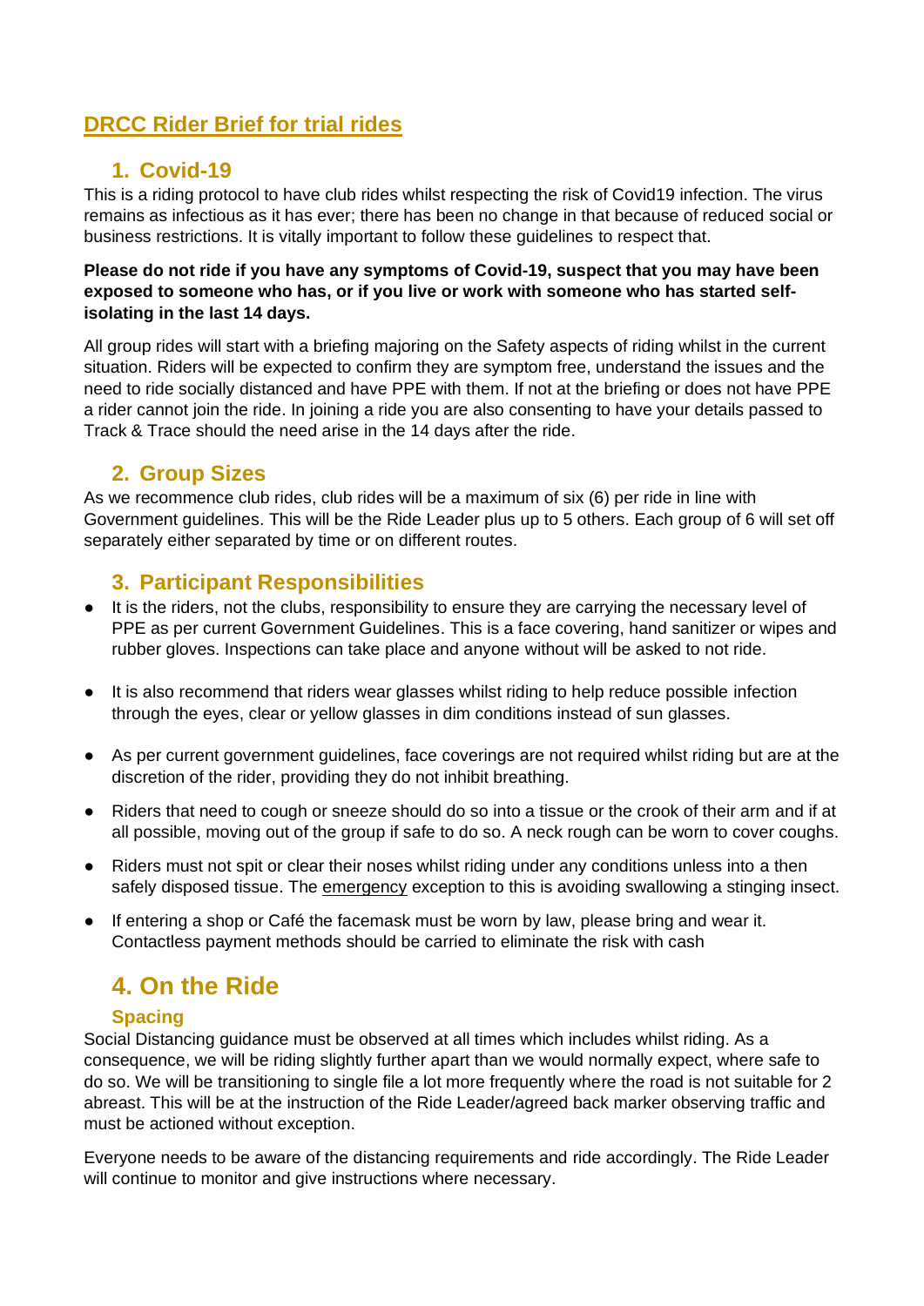# DRCC Rider Brief for trial rides

## 1. Covid-19

This is a riding protocol to have club rides whilst respecting the risk of Covid19 infection. The virus remains as infectious as it has ever; there has been no change in that because of reduced social or business restrictions. It is vitally important to follow these guidelines to respect that.

**Please do not ride if you have any symptoms of Covid-19, suspect that you may have been exposed to someone who has, or if you live or work with someone who has started self-isolating in the last 14 days.**

All group rides will start with a briefing majoring on the Safety aspects of riding whilst in the current situation. Riders will be expected to confirm they are symptom free, understand the issues and the need to ride socially distanced and have PPE with them. If not at the briefing or does not have PPE a rider cannot join the ride. In joining a ride you are also consenting to have your details passed to Track & Trace should the need arise in the 14 days after the ride.

## 2. Group Sizes

As we recommence club rides, club rides will be a maximum of six (6) per ride in line with Government guidelines. This will be the Ride Leader plus up to 5 others. Each group of 6 will set off separately either separated by time or on different routes.

## 3. Participant Responsibilities

- It is the riders, not the clubs, responsibility to ensure they are carrying the necessary level of PPE as per current Government Guidelines. This is a face covering, hand sanitizer or wipes and rubber gloves. Inspections can take place and anyone without will be asked to not ride.
- It is also recommend that riders wear glasses whilst riding to help reduce possible infection through the eyes, clear or yellow glasses in dim conditions instead of sun glasses.
- As per current government guidelines, face coverings are not required whilst riding but are at the discretion of the rider, providing they do not inhibit breathing.
- Riders that need to cough or sneeze should do so into a tissue or the crook of their arm and if at all possible, moving out of the group if safe to do so. A neck rough can be worn to cover coughs.
- Riders must not spit or clear their noses whilst riding under any conditions unless into a then safely disposed tissue. The emergency exception to this is avoiding swallowing a stinging insect.
- If entering a shop or Café the facemask must be worn by law, please bring and wear it. Contactless payment methods should be carried to eliminate the risk with cash

## 4. On the Ride

### Spacing

Social Distancing guidance must be observed at all times which includes whilst riding. As a consequence, we will be riding slightly further apart than we would normally expect, where safe to do so. We will be transitioning to single file a lot more frequently where the road is not suitable for 2 abreast. This will be at the instruction of the Ride Leader/agreed back marker observing traffic and must be actioned without exception.

Everyone needs to be aware of the distancing requirements and ride accordingly. The Ride Leader will continue to monitor and give instructions where necessary.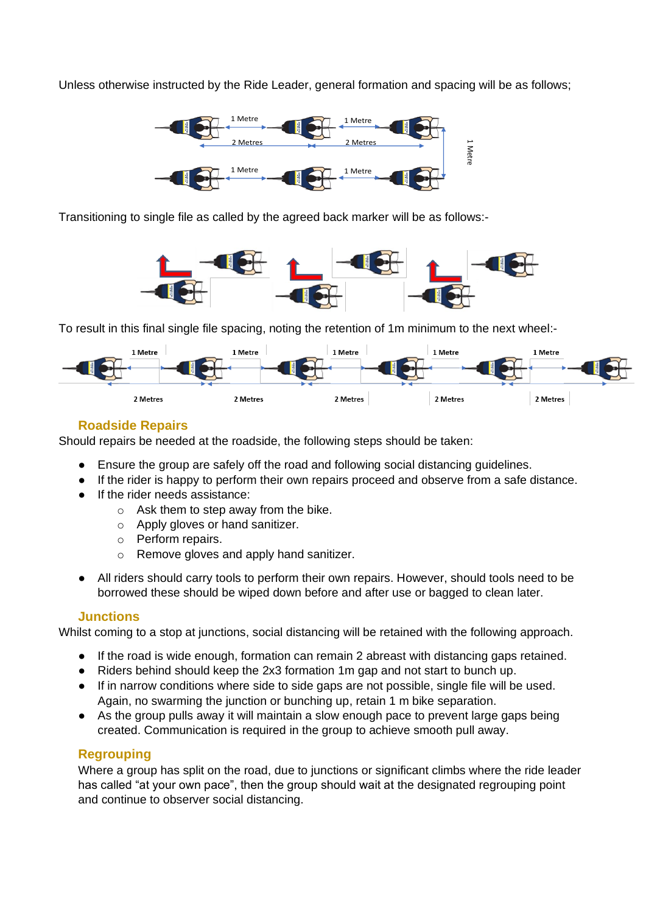Unless otherwise instructed by the Ride Leader, general formation and spacing will be as follows;

1 Metre
1 Metre
2 Metres
2 Metres
1 Metre
1 Metre
1 Metre

Transitioning to single file as called by the agreed back marker will be as follows:-

To result in this final single file spacing, noting the retention of 1m minimum to the next wheel:-

1 Metre
1 Metre
1 Metre
1 Metre
1 Metre
2 Metres
2 Metres
2 Metres
2 Metres
2 Metres

## Roadside Repairs

Should repairs be needed at the roadside, the following steps should be taken:

- Ensure the group are safely off the road and following social distancing guidelines.
- If the rider is happy to perform their own repairs proceed and observe from a safe distance.
- If the rider needs assistance:
  - Ask them to step away from the bike.
  - Apply gloves or hand sanitizer.
  - Perform repairs.
  - Remove gloves and apply hand sanitizer.

- All riders should carry tools to perform their own repairs. However, should tools need to be borrowed these should be wiped down before and after use or bagged to clean later.

## Junctions

Whilst coming to a stop at junctions, social distancing will be retained with the following approach.

- If the road is wide enough, formation can remain 2 abreast with distancing gaps retained.
- Riders behind should keep the 2x3 formation 1m gap and not start to bunch up.
- If in narrow conditions where side to side gaps are not possible, single file will be used. Again, no swarming the junction or bunching up, retain 1 m bike separation.
- As the group pulls away it will maintain a slow enough pace to prevent large gaps being created. Communication is required in the group to achieve smooth pull away.

## Regrouping

Where a group has split on the road, due to junctions or significant climbs where the ride leader has called "at your own pace", then the group should wait at the designated regrouping point and continue to observer social distancing.